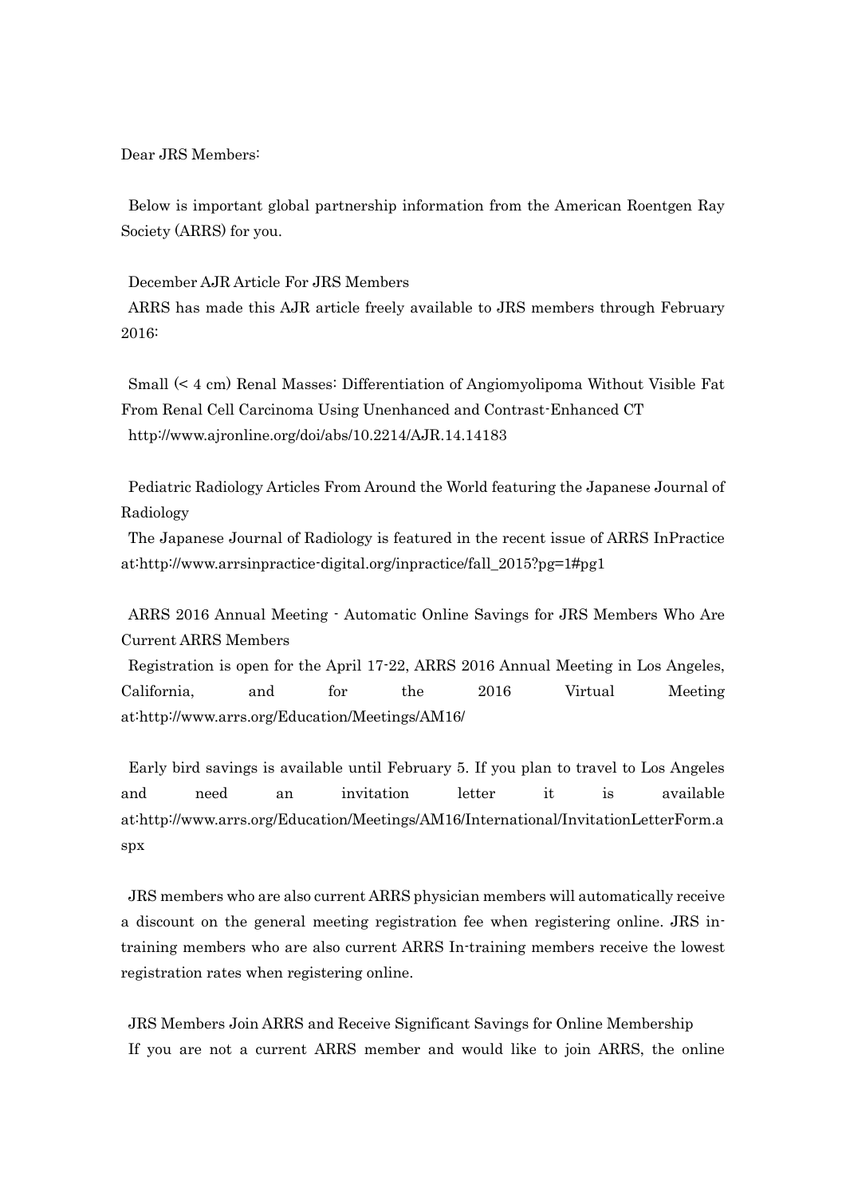Dear JRS Members:

Below is important global partnership information from the American Roentgen Ray Society (ARRS) for you.

December AJR Article For JRS Members

ARRS has made this AJR article freely available to JRS members through February 2016:

Small (< 4 cm) Renal Masses: Differentiation of Angiomyolipoma Without Visible Fat From Renal Cell Carcinoma Using Unenhanced and Contrast-Enhanced CT

http://www.ajronline.org/doi/abs/10.2214/AJR.14.14183

Pediatric Radiology Articles From Around the World featuring the Japanese Journal of Radiology

The Japanese Journal of Radiology is featured in the recent issue of ARRS InPractice at:http://www.arrsinpractice-digital.org/inpractice/fall_2015?pg=1#pg1

ARRS 2016 Annual Meeting - Automatic Online Savings for JRS Members Who Are Current ARRS Members

Registration is open for the April 17-22, ARRS 2016 Annual Meeting in Los Angeles, California, and for the 2016 Virtual Meeting at:http://www.arrs.org/Education/Meetings/AM16/

Early bird savings is available until February 5. If you plan to travel to Los Angeles and need an invitation letter it is available at:http://www.arrs.org/Education/Meetings/AM16/International/InvitationLetterForm.aspx

JRS members who are also current ARRS physician members will automatically receive a discount on the general meeting registration fee when registering online. JRS in-training members who are also current ARRS In-training members receive the lowest registration rates when registering online.

JRS Members Join ARRS and Receive Significant Savings for Online Membership

If you are not a current ARRS member and would like to join ARRS, the online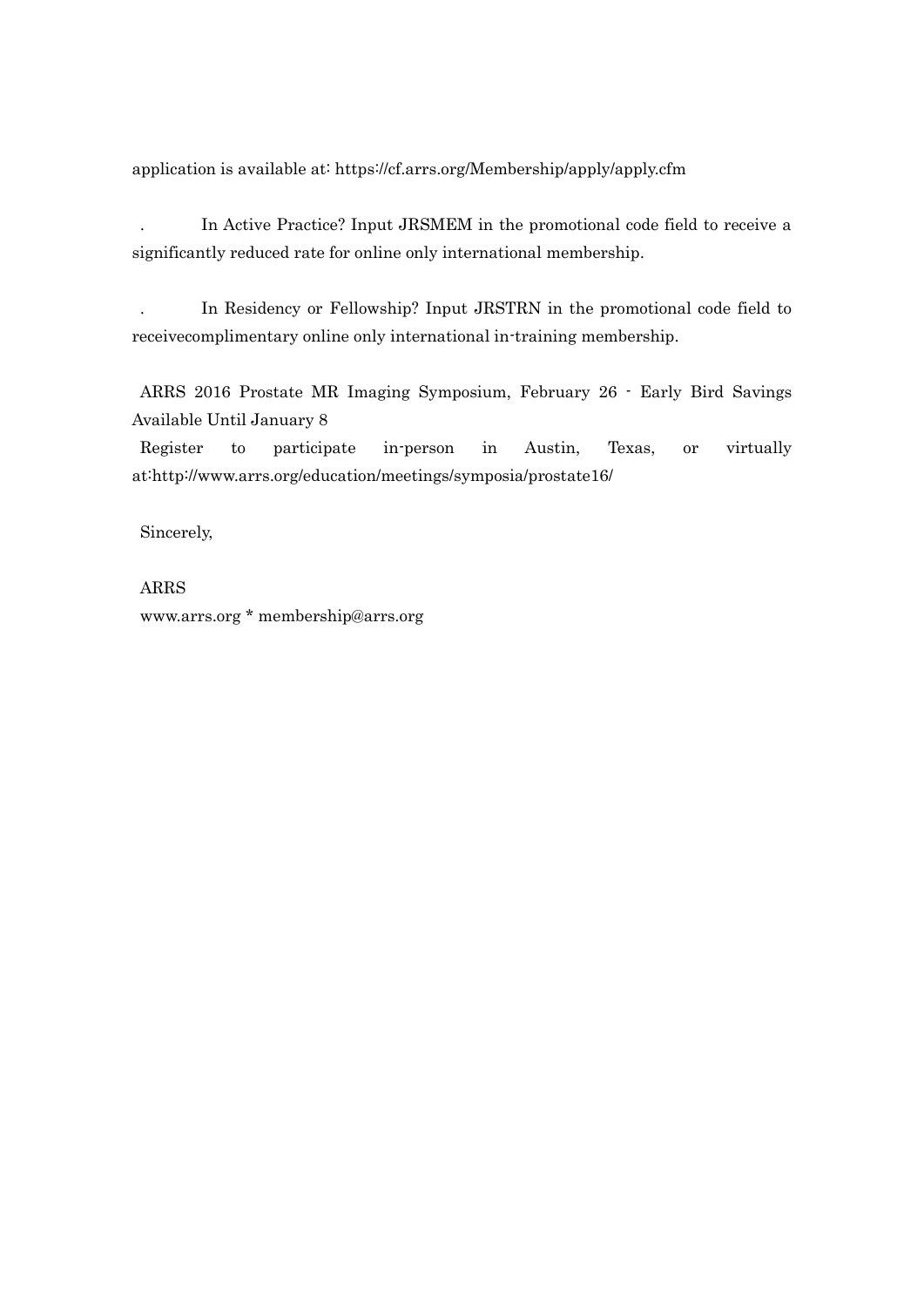application is available at: https://cf.arrs.org/Membership/apply/apply.cfm

. In Active Practice? Input JRSMEM in the promotional code field to receive a significantly reduced rate for online only international membership.

. In Residency or Fellowship? Input JRSTRN in the promotional code field to receivecomplimentary online only international in-training membership.

ARRS 2016 Prostate MR Imaging Symposium, February 26 - Early Bird Savings Available Until January 8
Register to participate in-person in Austin, Texas, or virtually at:http://www.arrs.org/education/meetings/symposia/prostate16/

Sincerely,

ARRS
www.arrs.org * membership@arrs.org